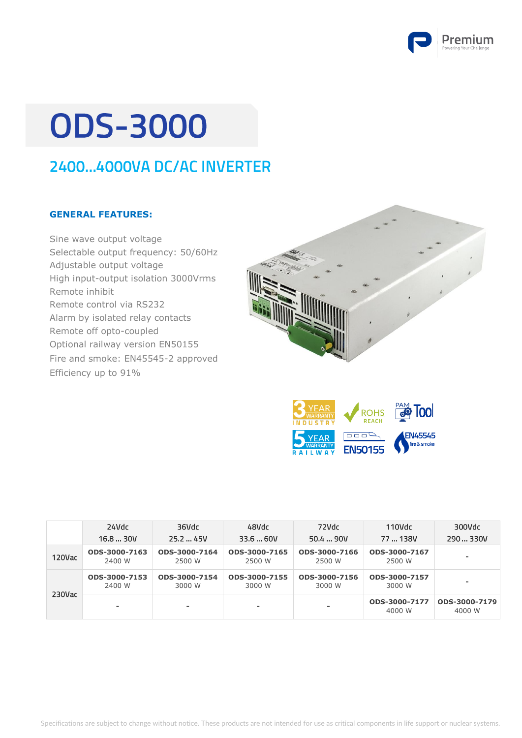# ODS-3000

## 2400...4000VA DC/AC INVERTER

### GENERAL FEATURES:

Sine wave output voltage
Selectable output frequency: 50/60Hz
Adjustable output voltage
High input-output isolation 3000Vrms
Remote inhibit
Remote control via RS232
Alarm by isolated relay contacts
Remote off opto-coupled
Optional railway version EN50155
Fire and smoke: EN45545-2 approved
Efficiency up to 91%

| | 24Vdc<br>16.8 ... 30V | 36Vdc<br>25.2 ... 45V | 48Vdc<br>33.6 ... 60V | 72Vdc<br>50.4 ... 90V | 110Vdc<br>77 ... 138V | 300Vdc<br>290 ... 330V |
|---|---|---|---|---|---|---|
| 120Vac | **ODS-3000-7163**<br>2400 W | **ODS-3000-7164**<br>2500 W | **ODS-3000-7165**<br>2500 W | **ODS-3000-7166**<br>2500 W | **ODS-3000-7167**<br>2500 W | - |
| 230Vac | **ODS-3000-7153**<br>2400 W | **ODS-3000-7154**<br>3000 W | **ODS-3000-7155**<br>3000 W | **ODS-3000-7156**<br>3000 W | **ODS-3000-7157**<br>3000 W | - |
| | - | - | - | - | **ODS-3000-7177**<br>4000 W | **ODS-3000-7179**<br>4000 W |

Specifications are subject to change without notice. These products are not intended for use as critical components in life support or nuclear systems.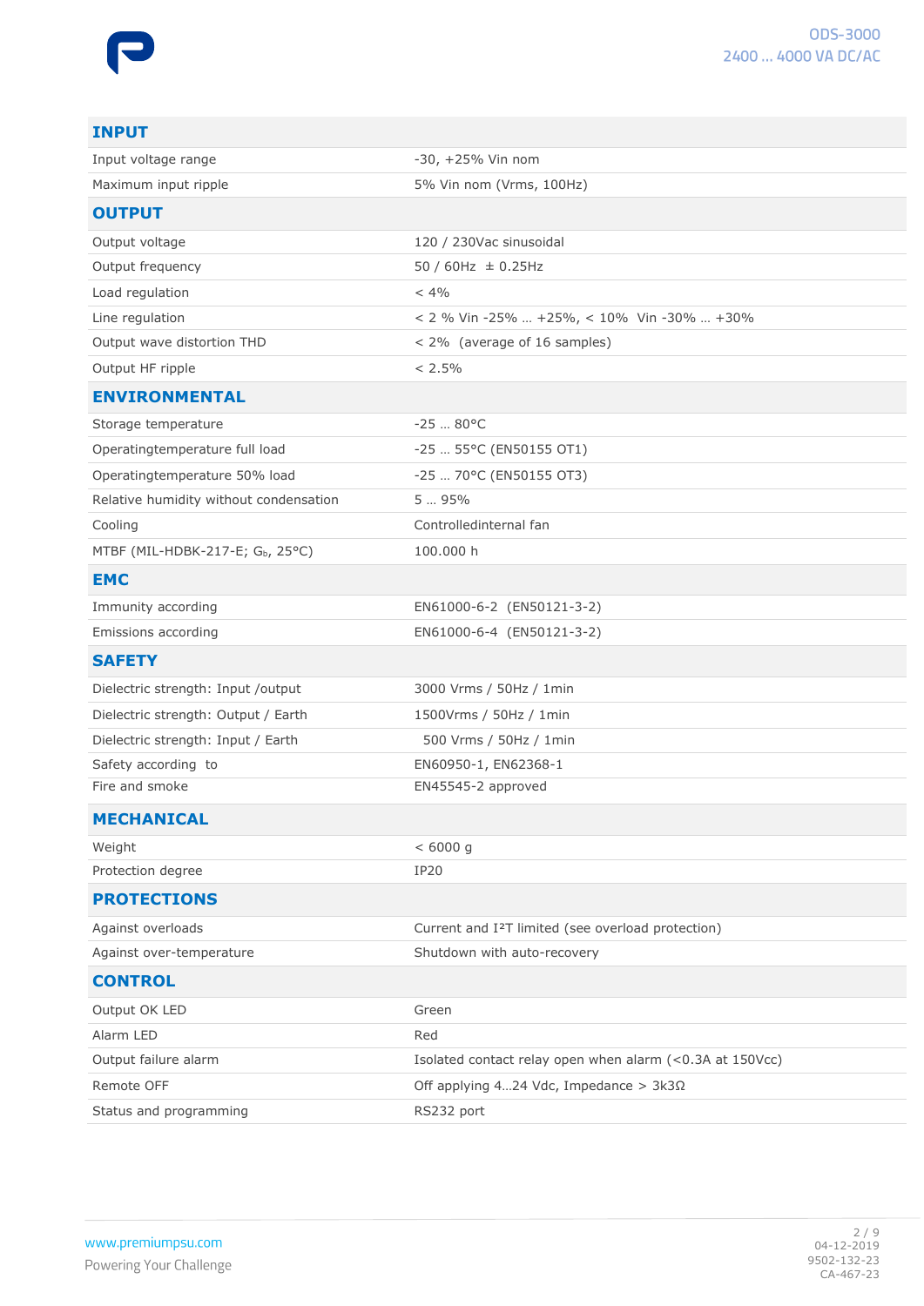| **INPUT** | |
|---|---|
| Input voltage range | -30, +25% Vin nom |
| Maximum input ripple | 5% Vin nom (Vrms, 100Hz) |
| **OUTPUT** | |
| Output voltage | 120 / 230Vac sinusoidal |
| Output frequency | 50 / 60Hz ± 0.25Hz |
| Load regulation | < 4% |
| Line regulation | < 2 % Vin -25% … +25%, < 10% Vin -30% … +30% |
| Output wave distortion THD | < 2% (average of 16 samples) |
| Output HF ripple | < 2.5% |
| **ENVIRONMENTAL** | |
| Storage temperature | -25 … 80°C |
| Operatingtemperature full load | -25 … 55°C (EN50155 OT1) |
| Operatingtemperature 50% load | -25 … 70°C (EN50155 OT3) |
| Relative humidity without condensation | 5 … 95% |
| Cooling | Controlledinternal fan |
| MTBF (MIL-HDBK-217-E; $G_b$, 25°C) | 100.000 h |
| **EMC** | |
| Immunity according | EN61000-6-2 (EN50121-3-2) |
| Emissions according | EN61000-6-4 (EN50121-3-2) |
| **SAFETY** | |
| Dielectric strength: Input /output | 3000 Vrms / 50Hz / 1min |
| Dielectric strength: Output / Earth | 1500Vrms / 50Hz / 1min |
| Dielectric strength: Input / Earth | 500 Vrms / 50Hz / 1min |
| Safety according to | EN60950-1, EN62368-1 |
| Fire and smoke | EN45545-2 approved |
| **MECHANICAL** | |
| Weight | < 6000 g |
| Protection degree | IP20 |
| **PROTECTIONS** | |
| Against overloads | Current and $I^2T$ limited (see overload protection) |
| Against over-temperature | Shutdown with auto-recovery |
| **CONTROL** | |
| Output OK LED | Green |
| Alarm LED | Red |
| Output failure alarm | Isolated contact relay open when alarm (<0.3A at 150Vcc) |
| Remote OFF | Off applying 4…24 Vdc, Impedance > 3k3Ω |
| Status and programming | RS232 port |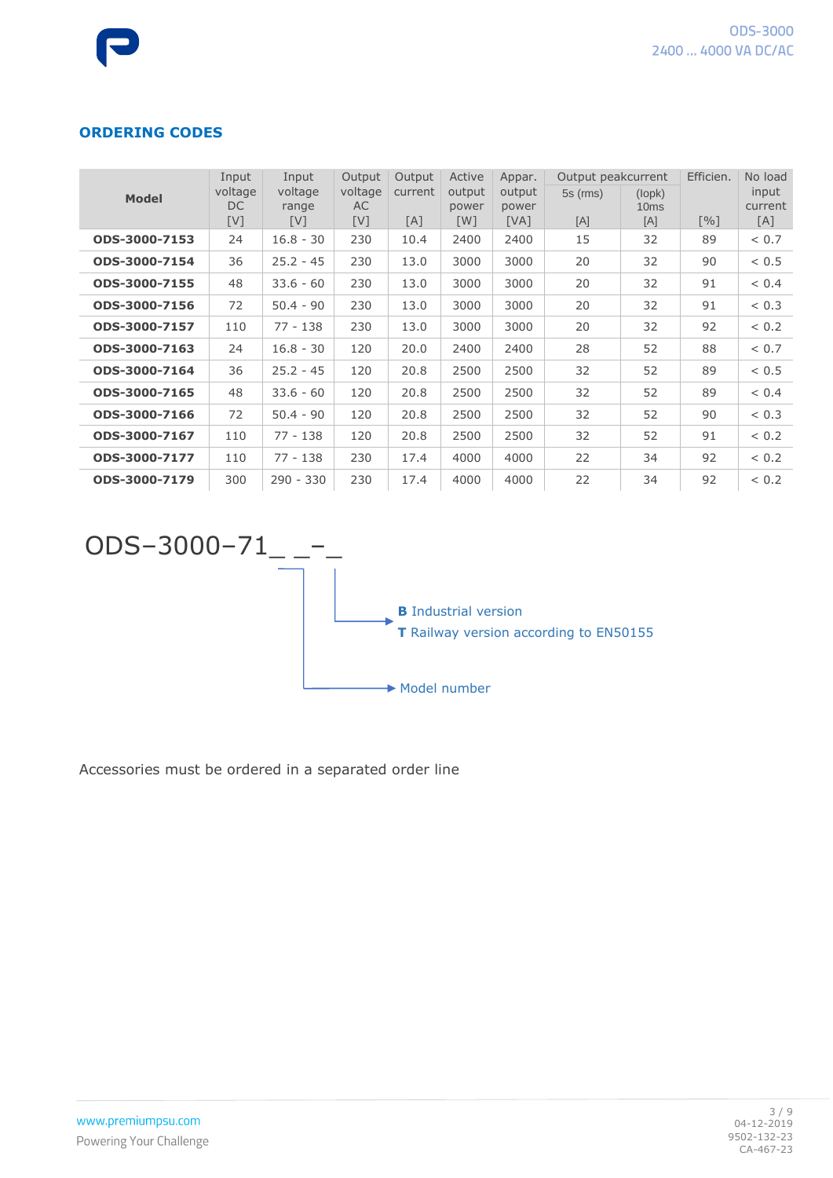## ORDERING CODES

| Model | Input voltage DC [V] | Input voltage range [V] | Output voltage AC [V] | Output current [A] | Active output power [W] | Appar. output power [VA] | Output peakcurrent 5s (rms) [A] | (Iopk) 10ms [A] | Efficien. [%] | No load input current [A] |
|---|---|---|---|---|---|---|---|---|---|---|
| **ODS-3000-7153** | 24 | 16.8 - 30 | 230 | 10.4 | 2400 | 2400 | 15 | 32 | 89 | < 0.7 |
| **ODS-3000-7154** | 36 | 25.2 - 45 | 230 | 13.0 | 3000 | 3000 | 20 | 32 | 90 | < 0.5 |
| **ODS-3000-7155** | 48 | 33.6 - 60 | 230 | 13.0 | 3000 | 3000 | 20 | 32 | 91 | < 0.4 |
| **ODS-3000-7156** | 72 | 50.4 - 90 | 230 | 13.0 | 3000 | 3000 | 20 | 32 | 91 | < 0.3 |
| **ODS-3000-7157** | 110 | 77 - 138 | 230 | 13.0 | 3000 | 3000 | 20 | 32 | 92 | < 0.2 |
| **ODS-3000-7163** | 24 | 16.8 - 30 | 120 | 20.0 | 2400 | 2400 | 28 | 52 | 88 | < 0.7 |
| **ODS-3000-7164** | 36 | 25.2 - 45 | 120 | 20.8 | 2500 | 2500 | 32 | 52 | 89 | < 0.5 |
| **ODS-3000-7165** | 48 | 33.6 - 60 | 120 | 20.8 | 2500 | 2500 | 32 | 52 | 89 | < 0.4 |
| **ODS-3000-7166** | 72 | 50.4 - 90 | 120 | 20.8 | 2500 | 2500 | 32 | 52 | 90 | < 0.3 |
| **ODS-3000-7167** | 110 | 77 - 138 | 120 | 20.8 | 2500 | 2500 | 32 | 52 | 91 | < 0.2 |
| **ODS-3000-7177** | 110 | 77 - 138 | 230 | 17.4 | 4000 | 4000 | 22 | 34 | 92 | < 0.2 |
| **ODS-3000-7179** | 300 | 290 - 330 | 230 | 17.4 | 4000 | 4000 | 22 | 34 | 92 | < 0.2 |

ODS–3000–71_ _–_

- **B** Industrial version
- **T** Railway version according to EN50155
- Model number

Accessories must be ordered in a separated order line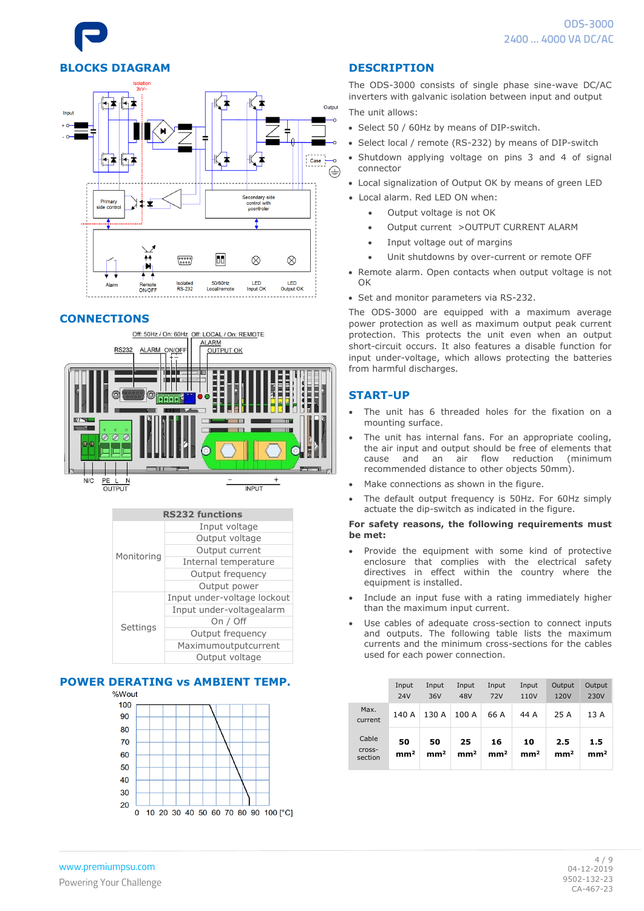## BLOCKS DIAGRAM

## CONNECTIONS

| RS232 functions | |
|---|---|
| Monitoring | Input voltage |
| | Output voltage |
| | Output current |
| | Internal temperature |
| | Output frequency |
| | Output power |
| Settings | Input under-voltage lockout |
| | Input under-voltagealarm |
| | On / Off |
| | Output frequency |
| | Maximumoutputcurrent |
| | Output voltage |

## POWER DERATING vs AMBIENT TEMP.

## DESCRIPTION

The ODS-3000 consists of single phase sine-wave DC/AC inverters with galvanic isolation between input and output

The unit allows:

- Select 50 / 60Hz by means of DIP-switch.
- Select local / remote (RS-232) by means of DIP-switch
- Shutdown applying voltage on pins 3 and 4 of signal connector
- Local signalization of Output OK by means of green LED
- Local alarm. Red LED ON when:
  - Output voltage is not OK
  - Output current >OUTPUT CURRENT ALARM
  - Input voltage out of margins
  - Unit shutdowns by over-current or remote OFF
- Remote alarm. Open contacts when output voltage is not OK
- Set and monitor parameters via RS-232.

The ODS-3000 are equipped with a maximum average power protection as well as maximum output peak current protection. This protects the unit even when an output short-circuit occurs. It also features a disable function for input under-voltage, which allows protecting the batteries from harmful discharges.

## START-UP

- The unit has 6 threaded holes for the fixation on a mounting surface.
- The unit has internal fans. For an appropriate cooling, the air input and output should be free of elements that cause and an air flow reduction (minimum recommended distance to other objects 50mm).
- Make connections as shown in the figure.
- The default output frequency is 50Hz. For 60Hz simply actuate the dip-switch as indicated in the figure.

**For safety reasons, the following requirements must be met:**

- Provide the equipment with some kind of protective enclosure that complies with the electrical safety directives in effect within the country where the equipment is installed.
- Include an input fuse with a rating immediately higher than the maximum input current.
- Use cables of adequate cross-section to connect inputs and outputs. The following table lists the maximum currents and the minimum cross-sections for the cables used for each power connection.

| | Input 24V | Input 36V | Input 48V | Input 72V | Input 110V | Output 120V | Output 230V |
|---|---|---|---|---|---|---|---|
| Max. current | 140 A | 130 A | 100 A | 66 A | 44 A | 25 A | 13 A |
| Cable cross-section | **50 mm²** | **50 mm²** | **25 mm²** | **16 mm²** | **10 mm²** | **2.5 mm²** | **1.5 mm²** |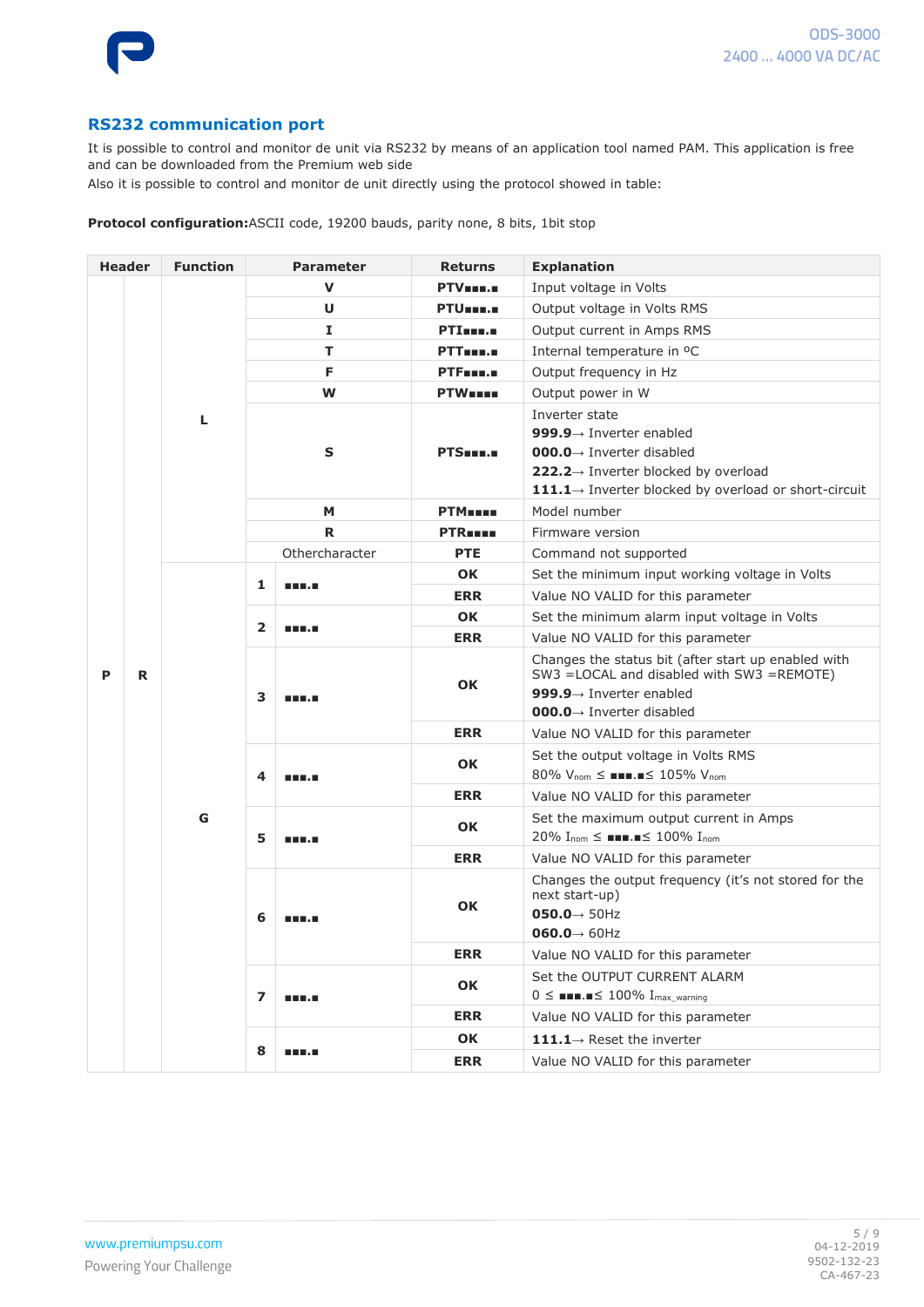## RS232 communication port

It is possible to control and monitor de unit via RS232 by means of an application tool named PAM. This application is free and can be downloaded from the Premium web side

Also it is possible to control and monitor de unit directly using the protocol showed in table:

**Protocol configuration:** ASCII code, 19200 bauds, parity none, 8 bits, 1bit stop

| Header | | Function | Parameter | | Returns | Explanation |
|---|---|---|---|---|---|---|
| P | R | L | V | | **PTV■■■.■** | Input voltage in Volts |
| | | | U | | **PTU■■■.■** | Output voltage in Volts RMS |
| | | | I | | **PTI■■■.■** | Output current in Amps RMS |
| | | | T | | **PTT■■■.■** | Internal temperature in ºC |
| | | | F | | **PTF■■■.■** | Output frequency in Hz |
| | | | W | | **PTW■■■■** | Output power in W |
| | | | S | | **PTS■■■.■** | Inverter state<br>**999.9**→ Inverter enabled<br>**000.0**→ Inverter disabled<br>**222.2**→ Inverter blocked by overload<br>**111.1**→ Inverter blocked by overload or short-circuit |
| | | | M | | **PTM■■■■** | Model number |
| | | | R | | **PTR■■■■** | Firmware version |
| | | | Othercharacter | | **PTE** | Command not supported |
| | | G | 1 | ■■■.■ | **OK** | Set the minimum input working voltage in Volts |
| | | | | | **ERR** | Value NO VALID for this parameter |
| | | | 2 | ■■■.■ | **OK** | Set the minimum alarm input voltage in Volts |
| | | | | | **ERR** | Value NO VALID for this parameter |
| | | | 3 | ■■■.■ | **OK** | Changes the status bit (after start up enabled with SW3 =LOCAL and disabled with SW3 =REMOTE)<br>**999.9**→ Inverter enabled<br>**000.0**→ Inverter disabled |
| | | | | | **ERR** | Value NO VALID for this parameter |
| | | | 4 | ■■■.■ | **OK** | Set the output voltage in Volts RMS<br>80% $V_{nom}$ ≤ ■■■.■≤ 105% $V_{nom}$ |
| | | | | | **ERR** | Value NO VALID for this parameter |
| | | | 5 | ■■■.■ | **OK** | Set the maximum output current in Amps<br>20% $I_{nom}$ ≤ ■■■.■≤ 100% $I_{nom}$ |
| | | | | | **ERR** | Value NO VALID for this parameter |
| | | | 6 | ■■■.■ | **OK** | Changes the output frequency (it's not stored for the next start-up)<br>**050.0**→ 50Hz<br>**060.0**→ 60Hz |
| | | | | | **ERR** | Value NO VALID for this parameter |
| | | | 7 | ■■■.■ | **OK** | Set the OUTPUT CURRENT ALARM<br>0 ≤ ■■■.■≤ 100% $I_{max\_warning}$ |
| | | | | | **ERR** | Value NO VALID for this parameter |
| | | | 8 | ■■■.■ | **OK** | **111.1**→ Reset the inverter |
| | | | | | **ERR** | Value NO VALID for this parameter |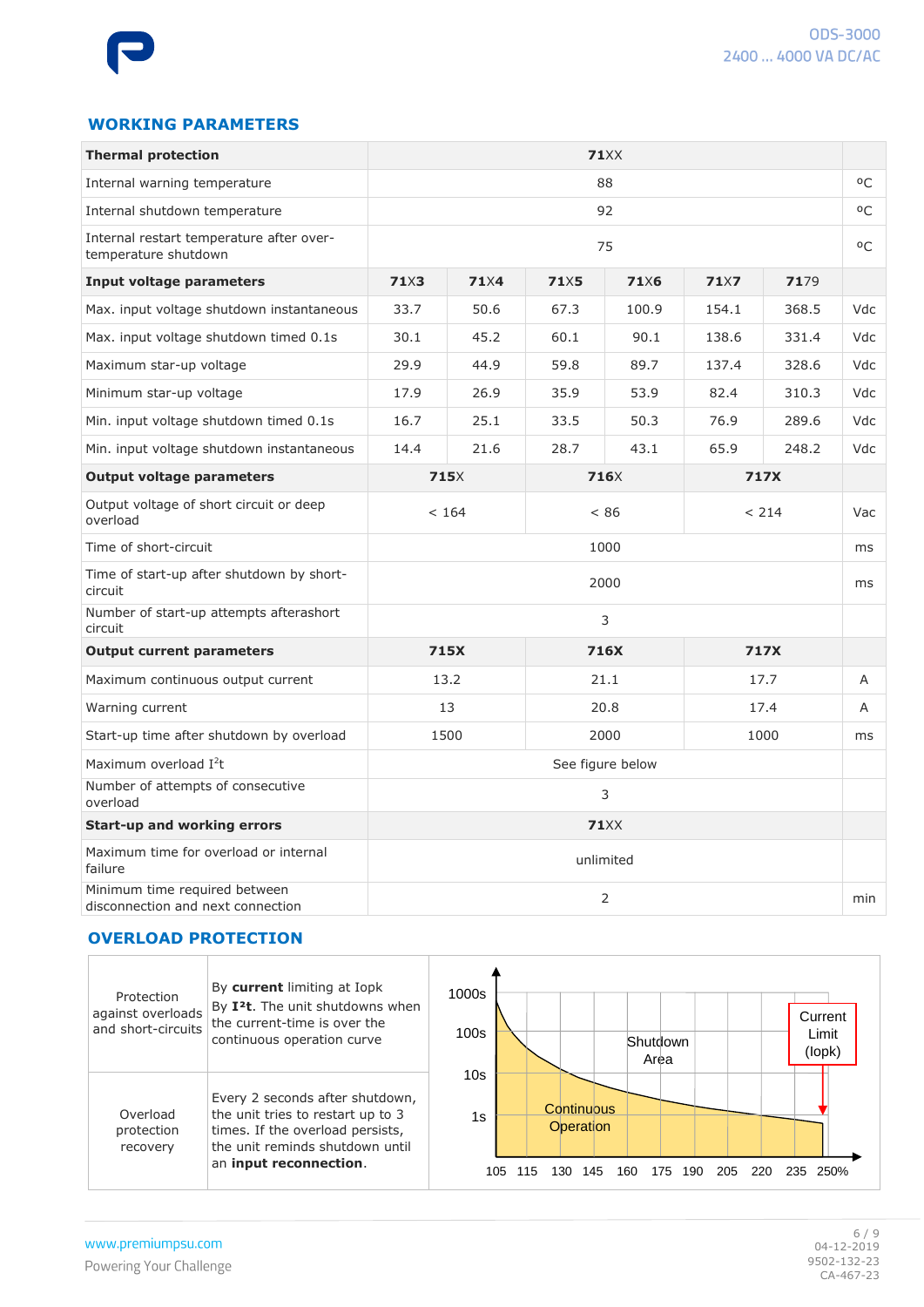## WORKING PARAMETERS

| Thermal protection | 71XX | | | | | | |
|---|---|---|---|---|---|---|---|
| Internal warning temperature | 88 | | | | | | ºC |
| Internal shutdown temperature | 92 | | | | | | ºC |
| Internal restart temperature after over-temperature shutdown | 75 | | | | | | ºC |
| **Input voltage parameters** | **71X3** | **71X4** | **71X5** | **71X6** | **71X7** | **7179** | |
| Max. input voltage shutdown instantaneous | 33.7 | 50.6 | 67.3 | 100.9 | 154.1 | 368.5 | Vdc |
| Max. input voltage shutdown timed 0.1s | 30.1 | 45.2 | 60.1 | 90.1 | 138.6 | 331.4 | Vdc |
| Maximum star-up voltage | 29.9 | 44.9 | 59.8 | 89.7 | 137.4 | 328.6 | Vdc |
| Minimum star-up voltage | 17.9 | 26.9 | 35.9 | 53.9 | 82.4 | 310.3 | Vdc |
| Min. input voltage shutdown timed 0.1s | 16.7 | 25.1 | 33.5 | 50.3 | 76.9 | 289.6 | Vdc |
| Min. input voltage shutdown instantaneous | 14.4 | 21.6 | 28.7 | 43.1 | 65.9 | 248.2 | Vdc |
| **Output voltage parameters** | **715X** | | **716X** | | **717X** | | |
| Output voltage of short circuit or deep overload | < 164 | | < 86 | | < 214 | | Vac |
| Time of short-circuit | 1000 | | | | | | ms |
| Time of start-up after shutdown by short-circuit | 2000 | | | | | | ms |
| Number of start-up attempts aftershort circuit | 3 | | | | | | |
| **Output current parameters** | **715X** | | **716X** | | **717X** | | |
| Maximum continuous output current | 13.2 | | 21.1 | | 17.7 | | A |
| Warning current | 13 | | 20.8 | | 17.4 | | A |
| Start-up time after shutdown by overload | 1500 | | 2000 | | 1000 | | ms |
| Maximum overload $I^2t$ | See figure below | | | | | | |
| Number of attempts of consecutive overload | 3 | | | | | | |
| **Start-up and working errors** | **71XX** | | | | | | |
| Maximum time for overload or internal failure | unlimited | | | | | | |
| Minimum time required between disconnection and next connection | 2 | | | | | | min |

## OVERLOAD PROTECTION

| | |
|---|---|
| Protection against overloads and short-circuits | By **current** limiting at Iopk<br>By **$I^2t$**. The unit shutdowns when the current-time is over the continuous operation curve |
| Overload protection recovery | Every 2 seconds after shutdown, the unit tries to restart up to 3 times. If the overload persists, the unit reminds shutdown until an **input reconnection**. |

Chart: y-axis 1s, 10s, 100s, 1000s; x-axis 105, 115, 130, 145, 160, 175, 190, 205, 220, 235, 250%. Labels: Shutdown Area; Continuous Operation; Current Limit (Iopk).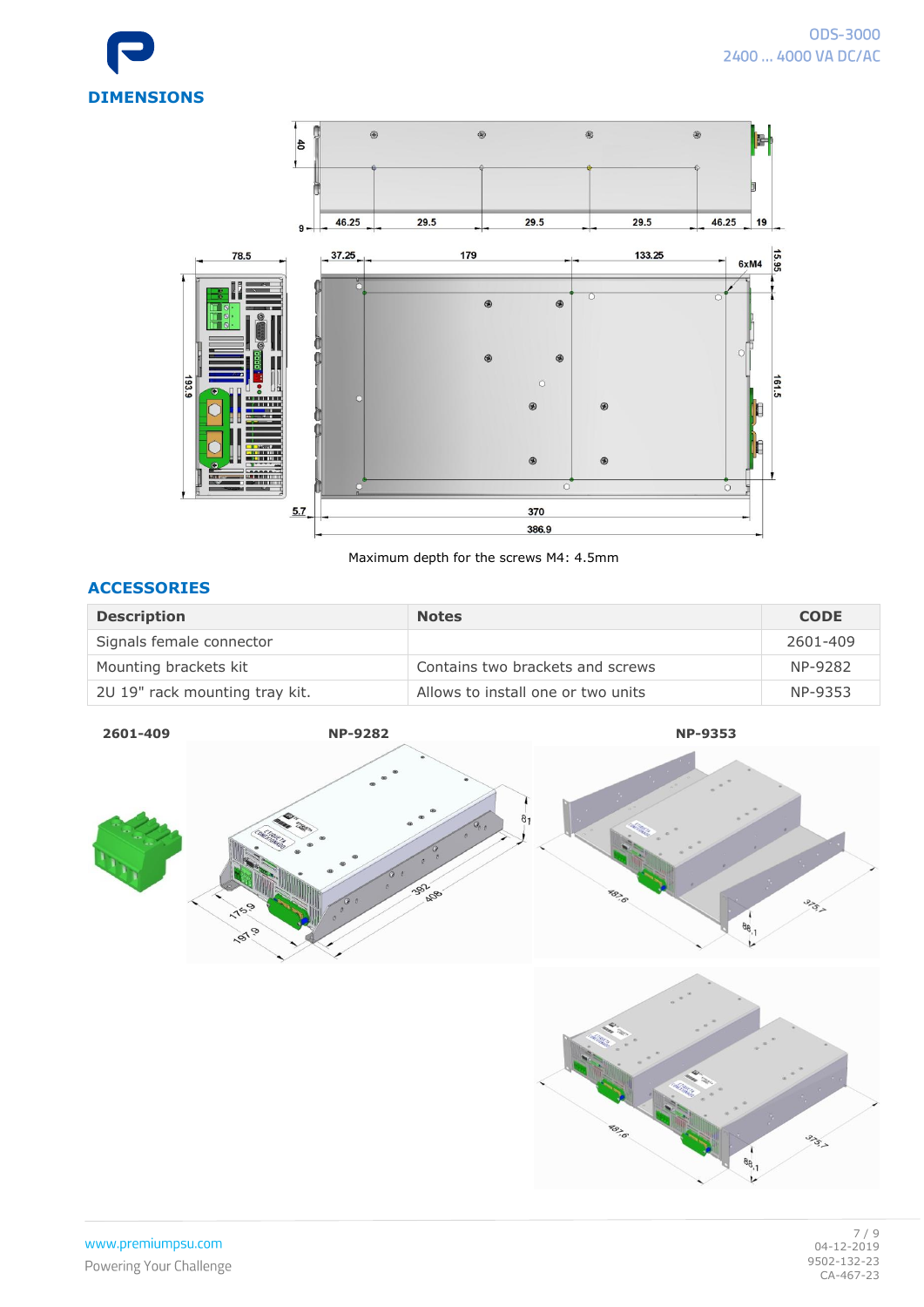## DIMENSIONS

Maximum depth for the screws M4: 4.5mm

## ACCESSORIES

| Description | Notes | CODE |
|---|---|---|
| Signals female connector | | 2601-409 |
| Mounting brackets kit | Contains two brackets and screws | NP-9282 |
| 2U 19" rack mounting tray kit. | Allows to install one or two units | NP-9353 |

**2601-409** **NP-9282** **NP-9353**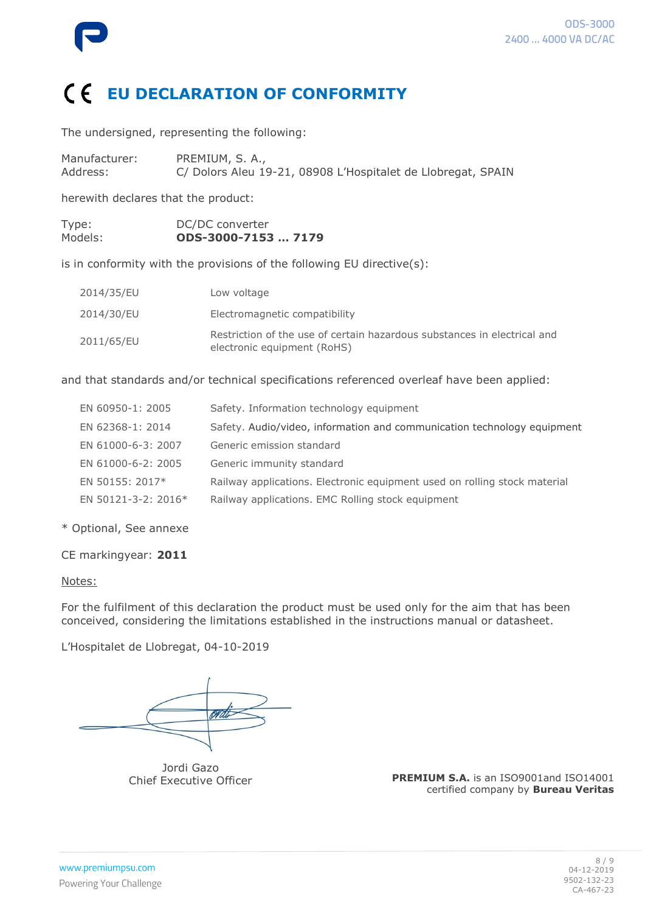# CE EU DECLARATION OF CONFORMITY

The undersigned, representing the following:

Manufacturer: PREMIUM, S. A.,
Address: C/ Dolors Aleu 19-21, 08908 L'Hospitalet de Llobregat, SPAIN

herewith declares that the product:

Type: DC/DC converter
Models: **ODS-3000-7153 … 7179**

is in conformity with the provisions of the following EU directive(s):

| | |
|---|---|
| 2014/35/EU | Low voltage |
| 2014/30/EU | Electromagnetic compatibility |
| 2011/65/EU | Restriction of the use of certain hazardous substances in electrical and electronic equipment (RoHS) |

and that standards and/or technical specifications referenced overleaf have been applied:

| | |
|---|---|
| EN 60950-1: 2005 | Safety. Information technology equipment |
| EN 62368-1: 2014 | Safety. Audio/video, information and communication technology equipment |
| EN 61000-6-3: 2007 | Generic emission standard |
| EN 61000-6-2: 2005 | Generic immunity standard |
| EN 50155: 2017* | Railway applications. Electronic equipment used on rolling stock material |
| EN 50121-3-2: 2016* | Railway applications. EMC Rolling stock equipment |

* Optional, See annexe

CE markingyear: **2011**

Notes:

For the fulfilment of this declaration the product must be used only for the aim that has been conceived, considering the limitations established in the instructions manual or datasheet.

L'Hospitalet de Llobregat, 04-10-2019

Jordi Gazo
Chief Executive Officer

**PREMIUM S.A.** is an ISO9001and ISO14001 certified company by **Bureau Veritas**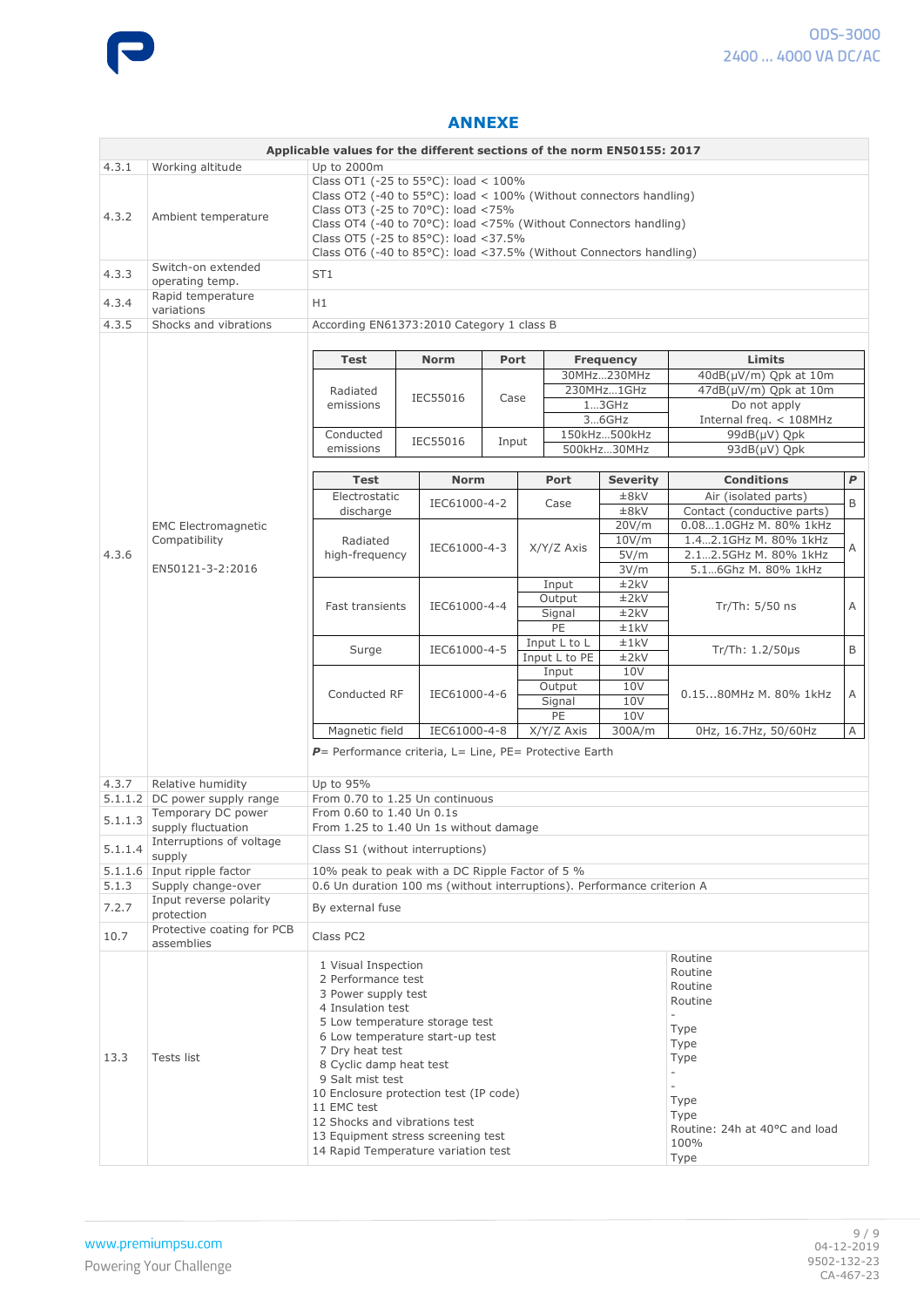# ANNEXE

| Applicable values for the different sections of the norm EN50155: 2017 | | |
|---|---|---|
| 4.3.1 | Working altitude | Up to 2000m |
| 4.3.2 | Ambient temperature | Class OT1 (-25 to 55°C): load < 100%<br>Class OT2 (-40 to 55°C): load < 100% (Without connectors handling)<br>Class OT3 (-25 to 70°C): load <75%<br>Class OT4 (-40 to 70°C): load <75% (Without Connectors handling)<br>Class OT5 (-25 to 85°C): load <37.5%<br>Class OT6 (-40 to 85°C): load <37.5% (Without Connectors handling) |
| 4.3.3 | Switch-on extended operating temp. | ST1 |
| 4.3.4 | Rapid temperature variations | H1 |
| 4.3.5 | Shocks and vibrations | According EN61373:2010 Category 1 class B |
| 4.3.6 | EMC Electromagnetic Compatibility<br><br>EN50121-3-2:2016 | (see tables below) |
| 4.3.7 | Relative humidity | Up to 95% |
| 5.1.1.2 | DC power supply range | From 0.70 to 1.25 Un continuous |
| 5.1.1.3 | Temporary DC power supply fluctuation | From 0.60 to 1.40 Un 0.1s<br>From 1.25 to 1.40 Un 1s without damage |
| 5.1.1.4 | Interruptions of voltage supply | Class S1 (without interruptions) |
| 5.1.1.6 | Input ripple factor | 10% peak to peak with a DC Ripple Factor of 5 % |
| 5.1.3 | Supply change-over | 0.6 Un duration 100 ms (without interruptions). Performance criterion A |
| 7.2.7 | Input reverse polarity protection | By external fuse |
| 10.7 | Protective coating for PCB assemblies | Class PC2 |
| 13.3 | Tests list | (see list below) |

**4.3.6 EMC Electromagnetic Compatibility – EN50121-3-2:2016**

| Test | Norm | Port | Frequency | Limits |
|---|---|---|---|---|
| Radiated emissions | IEC55016 | Case | 30MHz…230MHz | 40dB(µV/m) Qpk at 10m |
| | | | 230MHz…1GHz | 47dB(µV/m) Qpk at 10m |
| | | | 1…3GHz | Do not apply |
| | | | 3…6GHz | Internal freq. < 108MHz |
| Conducted emissions | IEC55016 | Input | 150kHz…500kHz | 99dB(µV) Qpk |
| | | | 500kHz…30MHz | 93dB(µV) Qpk |

| Test | Norm | Port | Severity | Conditions | P |
|---|---|---|---|---|---|
| Electrostatic discharge | IEC61000-4-2 | Case | ±8kV | Air (isolated parts) | B |
| | | | ±8kV | Contact (conductive parts) | |
| Radiated high-frequency | IEC61000-4-3 | X/Y/Z Axis | 20V/m | 0.08…1.0GHz M. 80% 1kHz | A |
| | | | 10V/m | 1.4…2.1GHz M. 80% 1kHz | |
| | | | 5V/m | 2.1…2.5GHz M. 80% 1kHz | |
| | | | 3V/m | 5.1…6Ghz M. 80% 1kHz | |
| Fast transients | IEC61000-4-4 | Input | ±2kV | Tr/Th: 5/50 ns | A |
| | | Output | ±2kV | | |
| | | Signal | ±2kV | | |
| | | PE | ±1kV | | |
| Surge | IEC61000-4-5 | Input L to L | ±1kV | Tr/Th: 1.2/50µs | B |
| | | Input L to PE | ±2kV | | |
| Conducted RF | IEC61000-4-6 | Input | 10V | 0.15…80MHz M. 80% 1kHz | A |
| | | Output | 10V | | |
| | | Signal | 10V | | |
| | | PE | 10V | | |
| Magnetic field | IEC61000-4-8 | X/Y/Z Axis | 300A/m | 0Hz, 16.7Hz, 50/60Hz | A |

***P*= Performance criteria, L= Line, PE= Protective Earth**

**13.3 Tests list**

| Test | Type |
|---|---|
| 1 Visual Inspection | Routine |
| 2 Performance test | Routine |
| 3 Power supply test | Routine |
| 4 Insulation test | Routine |
| 5 Low temperature storage test | - |
| 6 Low temperature start-up test | Type |
| 7 Dry heat test | Type |
| 8 Cyclic damp heat test | Type |
| 9 Salt mist test | - |
| 10 Enclosure protection test (IP code) | - |
| 11 EMC test | Type |
| 12 Shocks and vibrations test | Type |
| 13 Equipment stress screening test | Routine: 24h at 40°C and load 100% |
| 14 Rapid Temperature variation test | Type |